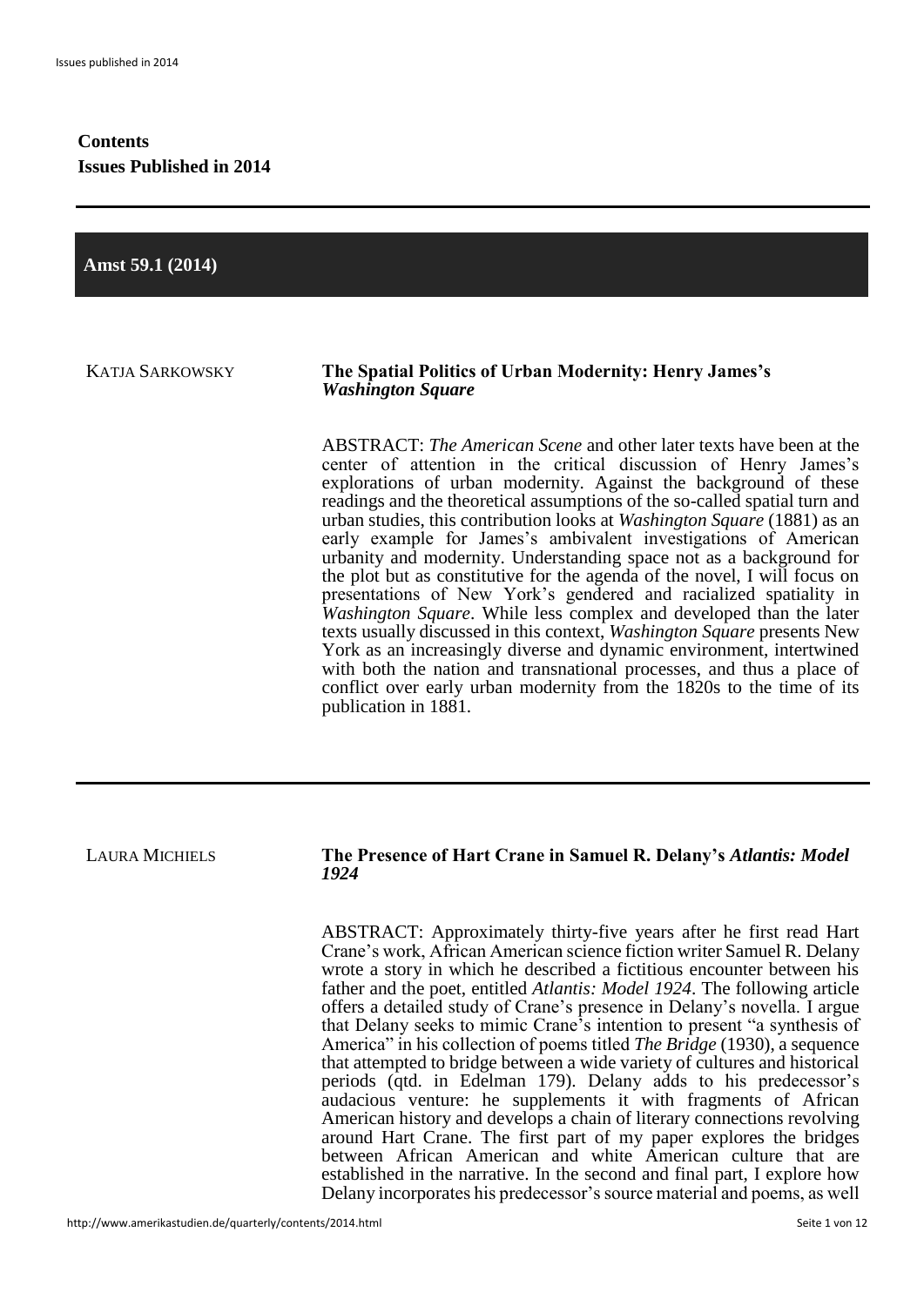**Contents**
**Issues Published in 2014**

---

## Amst 59.1 (2014)

KATJA SARKOWSKY

### The Spatial Politics of Urban Modernity: Henry James's *Washington Square*

ABSTRACT: *The American Scene* and other later texts have been at the center of attention in the critical discussion of Henry James's explorations of urban modernity. Against the background of these readings and the theoretical assumptions of the so-called spatial turn and urban studies, this contribution looks at *Washington Square* (1881) as an early example for James's ambivalent investigations of American urbanity and modernity. Understanding space not as a background for the plot but as constitutive for the agenda of the novel, I will focus on presentations of New York's gendered and racialized spatiality in *Washington Square*. While less complex and developed than the later texts usually discussed in this context, *Washington Square* presents New York as an increasingly diverse and dynamic environment, intertwined with both the nation and transnational processes, and thus a place of conflict over early urban modernity from the 1820s to the time of its publication in 1881.

---

LAURA MICHIELS

### The Presence of Hart Crane in Samuel R. Delany's *Atlantis: Model 1924*

ABSTRACT: Approximately thirty-five years after he first read Hart Crane's work, African American science fiction writer Samuel R. Delany wrote a story in which he described a fictitious encounter between his father and the poet, entitled *Atlantis: Model 1924*. The following article offers a detailed study of Crane's presence in Delany's novella. I argue that Delany seeks to mimic Crane's intention to present "a synthesis of America" in his collection of poems titled *The Bridge* (1930), a sequence that attempted to bridge between a wide variety of cultures and historical periods (qtd. in Edelman 179). Delany adds to his predecessor's audacious venture: he supplements it with fragments of African American history and develops a chain of literary connections revolving around Hart Crane. The first part of my paper explores the bridges between African American and white American culture that are established in the narrative. In the second and final part, I explore how Delany incorporates his predecessor's source material and poems, as well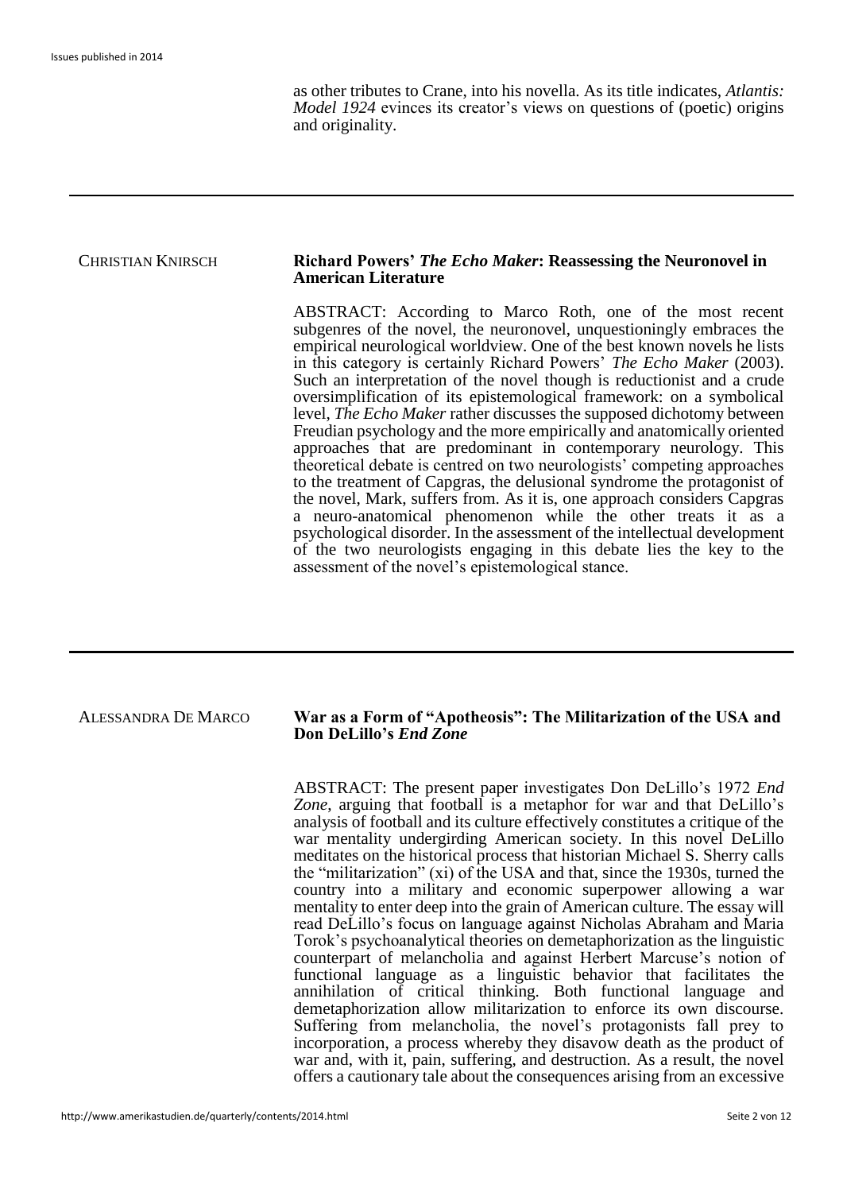as other tributes to Crane, into his novella. As its title indicates, *Atlantis: Model 1924* evinces its creator's views on questions of (poetic) origins and originality.

---

CHRISTIAN KNIRSCH

## Richard Powers' *The Echo Maker*: Reassessing the Neuronovel in American Literature

ABSTRACT: According to Marco Roth, one of the most recent subgenres of the novel, the neuronovel, unquestioningly embraces the empirical neurological worldview. One of the best known novels he lists in this category is certainly Richard Powers' *The Echo Maker* (2003). Such an interpretation of the novel though is reductionist and a crude oversimplification of its epistemological framework: on a symbolical level, *The Echo Maker* rather discusses the supposed dichotomy between Freudian psychology and the more empirically and anatomically oriented approaches that are predominant in contemporary neurology. This theoretical debate is centred on two neurologists' competing approaches to the treatment of Capgras, the delusional syndrome the protagonist of the novel, Mark, suffers from. As it is, one approach considers Capgras a neuro-anatomical phenomenon while the other treats it as a psychological disorder. In the assessment of the intellectual development of the two neurologists engaging in this debate lies the key to the assessment of the novel's epistemological stance.

---

ALESSANDRA DE MARCO

## War as a Form of "Apotheosis": The Militarization of the USA and Don DeLillo's *End Zone*

ABSTRACT: The present paper investigates Don DeLillo's 1972 *End Zone*, arguing that football is a metaphor for war and that DeLillo's analysis of football and its culture effectively constitutes a critique of the war mentality undergirding American society. In this novel DeLillo meditates on the historical process that historian Michael S. Sherry calls the "militarization" (xi) of the USA and that, since the 1930s, turned the country into a military and economic superpower allowing a war mentality to enter deep into the grain of American culture. The essay will read DeLillo's focus on language against Nicholas Abraham and Maria Torok's psychoanalytical theories on demetaphorization as the linguistic counterpart of melancholia and against Herbert Marcuse's notion of functional language as a linguistic behavior that facilitates the annihilation of critical thinking. Both functional language and demetaphorization allow militarization to enforce its own discourse. Suffering from melancholia, the novel's protagonists fall prey to incorporation, a process whereby they disavow death as the product of war and, with it, pain, suffering, and destruction. As a result, the novel offers a cautionary tale about the consequences arising from an excessive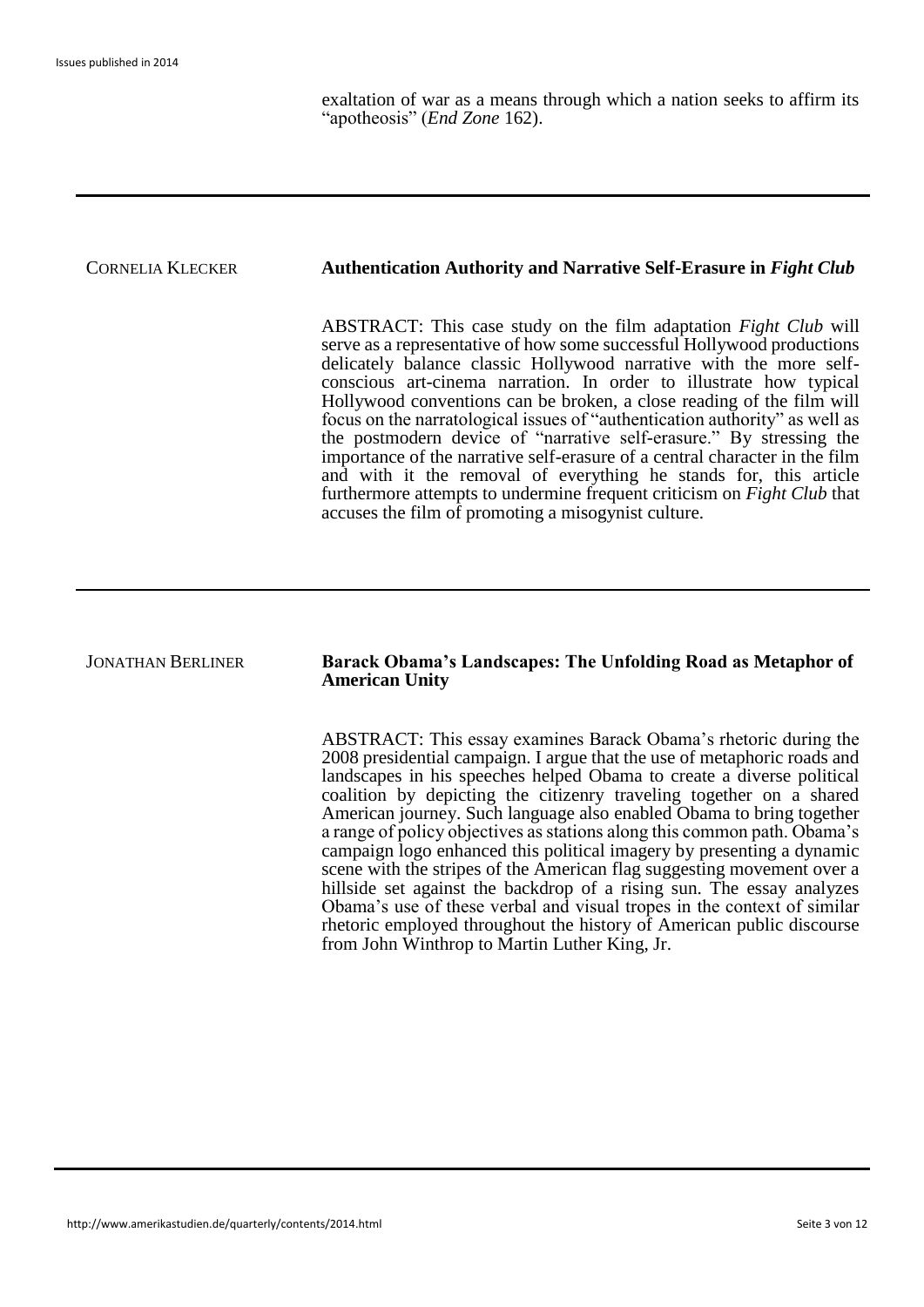exaltation of war as a means through which a nation seeks to affirm its "apotheosis" (*End Zone* 162).

---

CORNELIA KLECKER

## Authentication Authority and Narrative Self-Erasure in *Fight Club*

ABSTRACT: This case study on the film adaptation *Fight Club* will serve as a representative of how some successful Hollywood productions delicately balance classic Hollywood narrative with the more self-conscious art-cinema narration. In order to illustrate how typical Hollywood conventions can be broken, a close reading of the film will focus on the narratological issues of "authentication authority" as well as the postmodern device of "narrative self-erasure." By stressing the importance of the narrative self-erasure of a central character in the film and with it the removal of everything he stands for, this article furthermore attempts to undermine frequent criticism on *Fight Club* that accuses the film of promoting a misogynist culture.

---

JONATHAN BERLINER

## Barack Obama's Landscapes: The Unfolding Road as Metaphor of American Unity

ABSTRACT: This essay examines Barack Obama's rhetoric during the 2008 presidential campaign. I argue that the use of metaphoric roads and landscapes in his speeches helped Obama to create a diverse political coalition by depicting the citizenry traveling together on a shared American journey. Such language also enabled Obama to bring together a range of policy objectives as stations along this common path. Obama's campaign logo enhanced this political imagery by presenting a dynamic scene with the stripes of the American flag suggesting movement over a hillside set against the backdrop of a rising sun. The essay analyzes Obama's use of these verbal and visual tropes in the context of similar rhetoric employed throughout the history of American public discourse from John Winthrop to Martin Luther King, Jr.

---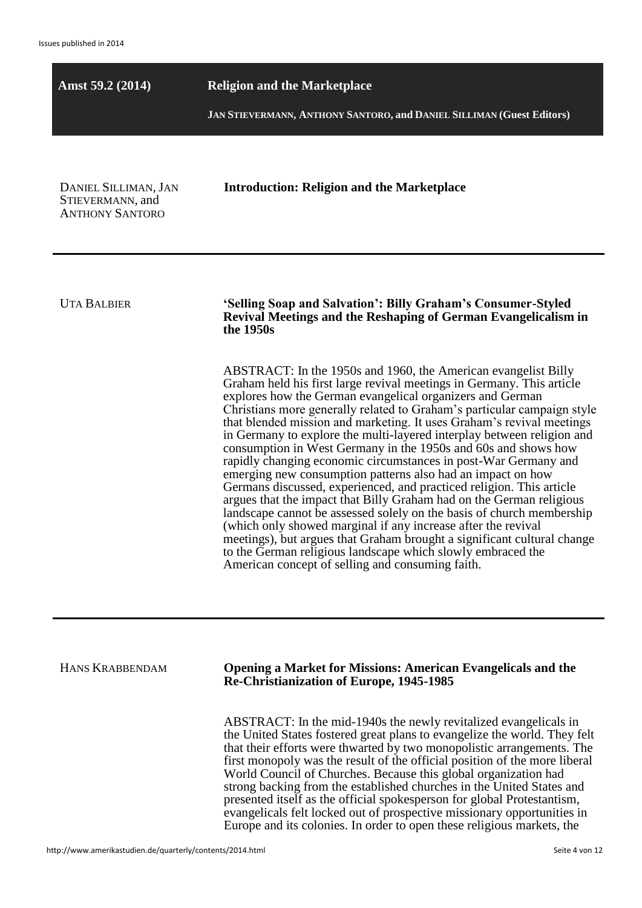## Amst 59.2 (2014) — Religion and the Marketplace

**JAN STIEVERMANN, ANTHONY SANTORO, and DANIEL SILLIMAN (Guest Editors)**

DANIEL SILLIMAN, JAN STIEVERMANN, and ANTHONY SANTORO

**Introduction: Religion and the Marketplace**

---

UTA BALBIER

**'Selling Soap and Salvation': Billy Graham's Consumer-Styled Revival Meetings and the Reshaping of German Evangelicalism in the 1950s**

ABSTRACT: In the 1950s and 1960, the American evangelist Billy Graham held his first large revival meetings in Germany. This article explores how the German evangelical organizers and German Christians more generally related to Graham's particular campaign style that blended mission and marketing. It uses Graham's revival meetings in Germany to explore the multi-layered interplay between religion and consumption in West Germany in the 1950s and 60s and shows how rapidly changing economic circumstances in post-War Germany and emerging new consumption patterns also had an impact on how Germans discussed, experienced, and practiced religion. This article argues that the impact that Billy Graham had on the German religious landscape cannot be assessed solely on the basis of church membership (which only showed marginal if any increase after the revival meetings), but argues that Graham brought a significant cultural change to the German religious landscape which slowly embraced the American concept of selling and consuming faith.

---

HANS KRABBENDAM

**Opening a Market for Missions: American Evangelicals and the Re-Christianization of Europe, 1945-1985**

ABSTRACT: In the mid-1940s the newly revitalized evangelicals in the United States fostered great plans to evangelize the world. They felt that their efforts were thwarted by two monopolistic arrangements. The first monopoly was the result of the official position of the more liberal World Council of Churches. Because this global organization had strong backing from the established churches in the United States and presented itself as the official spokesperson for global Protestantism, evangelicals felt locked out of prospective missionary opportunities in Europe and its colonies. In order to open these religious markets, the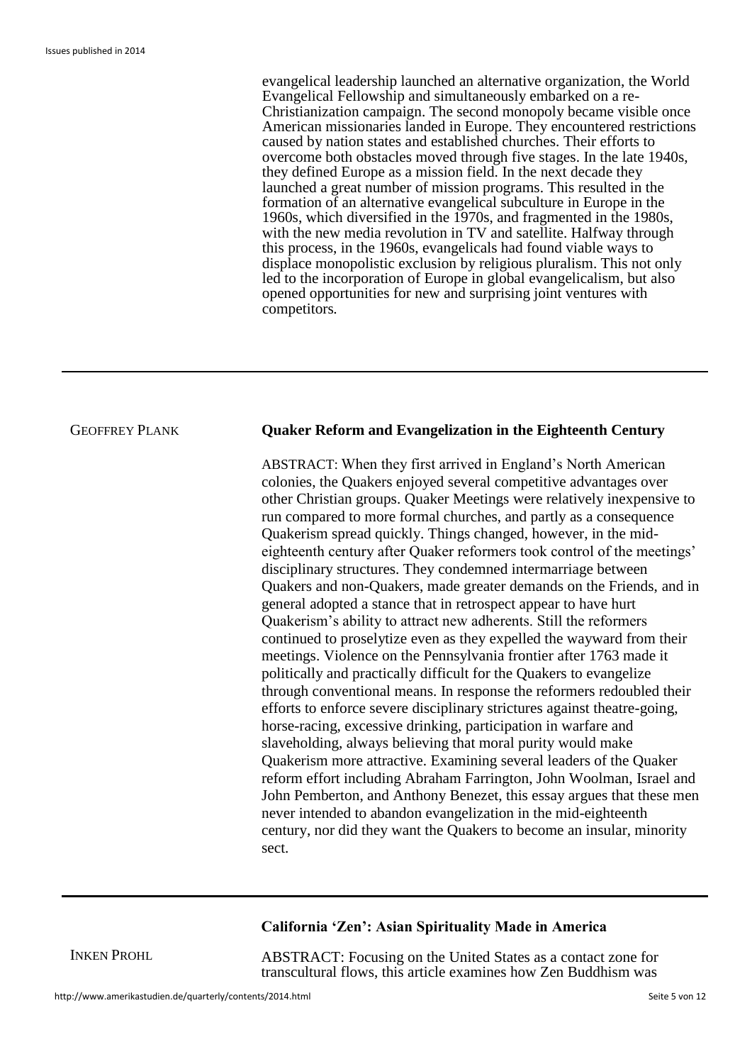evangelical leadership launched an alternative organization, the World Evangelical Fellowship and simultaneously embarked on a re-Christianization campaign. The second monopoly became visible once American missionaries landed in Europe. They encountered restrictions caused by nation states and established churches. Their efforts to overcome both obstacles moved through five stages. In the late 1940s, they defined Europe as a mission field. In the next decade they launched a great number of mission programs. This resulted in the formation of an alternative evangelical subculture in Europe in the 1960s, which diversified in the 1970s, and fragmented in the 1980s, with the new media revolution in TV and satellite. Halfway through this process, in the 1960s, evangelicals had found viable ways to displace monopolistic exclusion by religious pluralism. This not only led to the incorporation of Europe in global evangelicalism, but also opened opportunities for new and surprising joint ventures with competitors.

---

GEOFFREY PLANK

## Quaker Reform and Evangelization in the Eighteenth Century

ABSTRACT: When they first arrived in England's North American colonies, the Quakers enjoyed several competitive advantages over other Christian groups. Quaker Meetings were relatively inexpensive to run compared to more formal churches, and partly as a consequence Quakerism spread quickly. Things changed, however, in the mid-eighteenth century after Quaker reformers took control of the meetings' disciplinary structures. They condemned intermarriage between Quakers and non-Quakers, made greater demands on the Friends, and in general adopted a stance that in retrospect appear to have hurt Quakerism's ability to attract new adherents. Still the reformers continued to proselytize even as they expelled the wayward from their meetings. Violence on the Pennsylvania frontier after 1763 made it politically and practically difficult for the Quakers to evangelize through conventional means. In response the reformers redoubled their efforts to enforce severe disciplinary strictures against theatre-going, horse-racing, excessive drinking, participation in warfare and slaveholding, always believing that moral purity would make Quakerism more attractive. Examining several leaders of the Quaker reform effort including Abraham Farrington, John Woolman, Israel and John Pemberton, and Anthony Benezet, this essay argues that these men never intended to abandon evangelization in the mid-eighteenth century, nor did they want the Quakers to become an insular, minority sect.

---

INKEN PROHL

## California 'Zen': Asian Spirituality Made in America

ABSTRACT: Focusing on the United States as a contact zone for transcultural flows, this article examines how Zen Buddhism was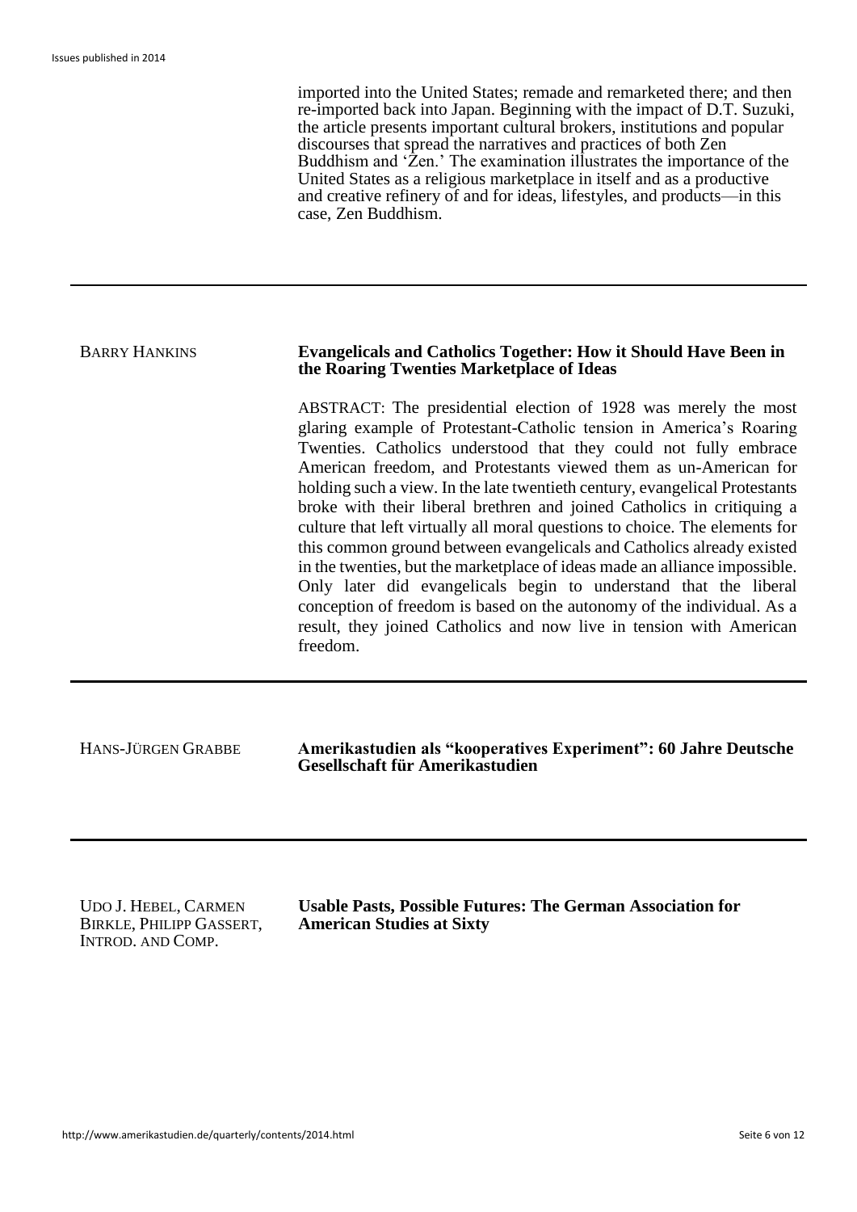imported into the United States; remade and remarketed there; and then re-imported back into Japan. Beginning with the impact of D.T. Suzuki, the article presents important cultural brokers, institutions and popular discourses that spread the narratives and practices of both Zen Buddhism and 'Zen.' The examination illustrates the importance of the United States as a religious marketplace in itself and as a productive and creative refinery of and for ideas, lifestyles, and products—in this case, Zen Buddhism.

---

BARRY HANKINS

**Evangelicals and Catholics Together: How it Should Have Been in the Roaring Twenties Marketplace of Ideas**

ABSTRACT: The presidential election of 1928 was merely the most glaring example of Protestant-Catholic tension in America's Roaring Twenties. Catholics understood that they could not fully embrace American freedom, and Protestants viewed them as un-American for holding such a view. In the late twentieth century, evangelical Protestants broke with their liberal brethren and joined Catholics in critiquing a culture that left virtually all moral questions to choice. The elements for this common ground between evangelicals and Catholics already existed in the twenties, but the marketplace of ideas made an alliance impossible. Only later did evangelicals begin to understand that the liberal conception of freedom is based on the autonomy of the individual. As a result, they joined Catholics and now live in tension with American freedom.

---

HANS-JÜRGEN GRABBE

**Amerikastudien als "kooperatives Experiment": 60 Jahre Deutsche Gesellschaft für Amerikastudien**

---

UDO J. HEBEL, CARMEN BIRKLE, PHILIPP GASSERT, INTROD. AND COMP.

**Usable Pasts, Possible Futures: The German Association for American Studies at Sixty**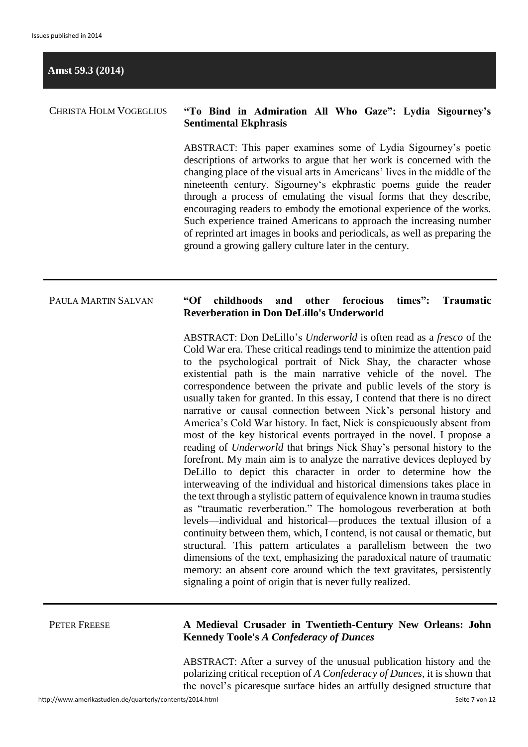## Amst 59.3 (2014)

CHRISTA HOLM VOGEGLIUS

**"To Bind in Admiration All Who Gaze": Lydia Sigourney's Sentimental Ekphrasis**

ABSTRACT: This paper examines some of Lydia Sigourney's poetic descriptions of artworks to argue that her work is concerned with the changing place of the visual arts in Americans' lives in the middle of the nineteenth century. Sigourney's ekphrastic poems guide the reader through a process of emulating the visual forms that they describe, encouraging readers to embody the emotional experience of the works. Such experience trained Americans to approach the increasing number of reprinted art images in books and periodicals, as well as preparing the ground a growing gallery culture later in the century.

---

PAULA MARTIN SALVAN

**"Of childhoods and other ferocious times": Traumatic Reverberation in Don DeLillo's Underworld**

ABSTRACT: Don DeLillo's *Underworld* is often read as a *fresco* of the Cold War era. These critical readings tend to minimize the attention paid to the psychological portrait of Nick Shay, the character whose existential path is the main narrative vehicle of the novel. The correspondence between the private and public levels of the story is usually taken for granted. In this essay, I contend that there is no direct narrative or causal connection between Nick's personal history and America's Cold War history. In fact, Nick is conspicuously absent from most of the key historical events portrayed in the novel. I propose a reading of *Underworld* that brings Nick Shay's personal history to the forefront. My main aim is to analyze the narrative devices deployed by DeLillo to depict this character in order to determine how the interweaving of the individual and historical dimensions takes place in the text through a stylistic pattern of equivalence known in trauma studies as "traumatic reverberation." The homologous reverberation at both levels—individual and historical—produces the textual illusion of a continuity between them, which, I contend, is not causal or thematic, but structural. This pattern articulates a parallelism between the two dimensions of the text, emphasizing the paradoxical nature of traumatic memory: an absent core around which the text gravitates, persistently signaling a point of origin that is never fully realized.

---

PETER FREESE

**A Medieval Crusader in Twentieth-Century New Orleans: John Kennedy Toole's *A Confederacy of Dunces***

ABSTRACT: After a survey of the unusual publication history and the polarizing critical reception of *A Confederacy of Dunces*, it is shown that the novel's picaresque surface hides an artfully designed structure that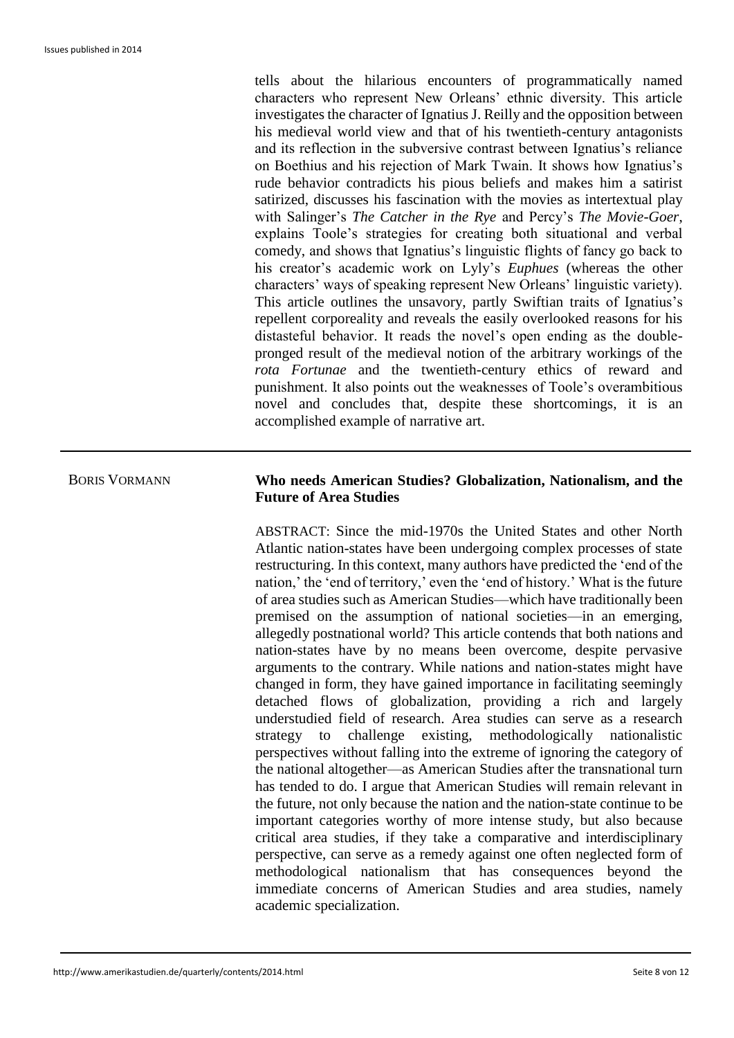tells about the hilarious encounters of programmatically named characters who represent New Orleans' ethnic diversity. This article investigates the character of Ignatius J. Reilly and the opposition between his medieval world view and that of his twentieth-century antagonists and its reflection in the subversive contrast between Ignatius's reliance on Boethius and his rejection of Mark Twain. It shows how Ignatius's rude behavior contradicts his pious beliefs and makes him a satirist satirized, discusses his fascination with the movies as intertextual play with Salinger's *The Catcher in the Rye* and Percy's *The Movie-Goer*, explains Toole's strategies for creating both situational and verbal comedy, and shows that Ignatius's linguistic flights of fancy go back to his creator's academic work on Lyly's *Euphues* (whereas the other characters' ways of speaking represent New Orleans' linguistic variety). This article outlines the unsavory, partly Swiftian traits of Ignatius's repellent corporeality and reveals the easily overlooked reasons for his distasteful behavior. It reads the novel's open ending as the double-pronged result of the medieval notion of the arbitrary workings of the *rota Fortunae* and the twentieth-century ethics of reward and punishment. It also points out the weaknesses of Toole's overambitious novel and concludes that, despite these shortcomings, it is an accomplished example of narrative art.

---

BORIS VORMANN

**Who needs American Studies? Globalization, Nationalism, and the Future of Area Studies**

ABSTRACT: Since the mid-1970s the United States and other North Atlantic nation-states have been undergoing complex processes of state restructuring. In this context, many authors have predicted the 'end of the nation,' the 'end of territory,' even the 'end of history.' What is the future of area studies such as American Studies—which have traditionally been premised on the assumption of national societies—in an emerging, allegedly postnational world? This article contends that both nations and nation-states have by no means been overcome, despite pervasive arguments to the contrary. While nations and nation-states might have changed in form, they have gained importance in facilitating seemingly detached flows of globalization, providing a rich and largely understudied field of research. Area studies can serve as a research strategy to challenge existing, methodologically nationalistic perspectives without falling into the extreme of ignoring the category of the national altogether—as American Studies after the transnational turn has tended to do. I argue that American Studies will remain relevant in the future, not only because the nation and the nation-state continue to be important categories worthy of more intense study, but also because critical area studies, if they take a comparative and interdisciplinary perspective, can serve as a remedy against one often neglected form of methodological nationalism that has consequences beyond the immediate concerns of American Studies and area studies, namely academic specialization.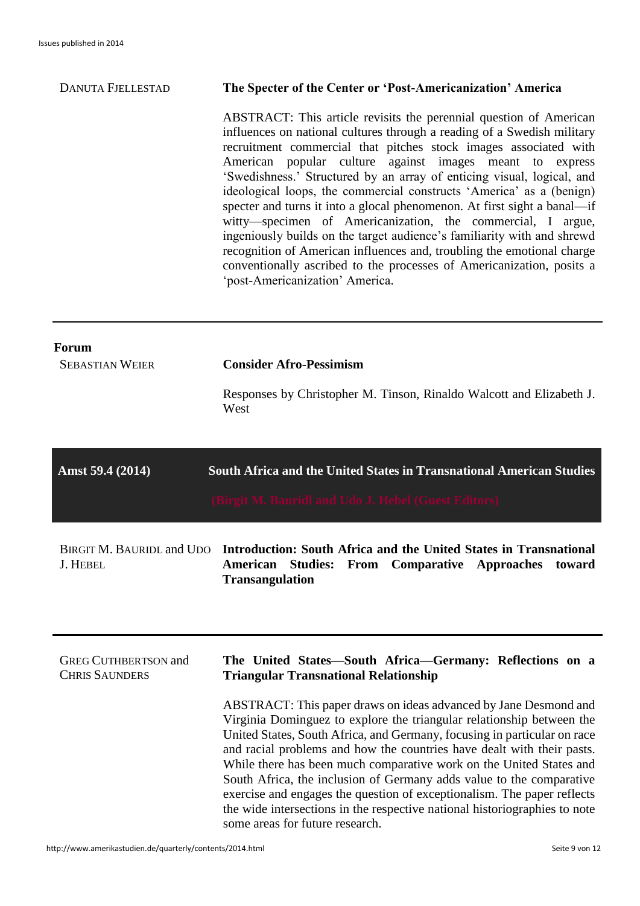DANUTA FJELLESTAD

**The Specter of the Center or 'Post-Americanization' America**

ABSTRACT: This article revisits the perennial question of American influences on national cultures through a reading of a Swedish military recruitment commercial that pitches stock images associated with American popular culture against images meant to express 'Swedishness.' Structured by an array of enticing visual, logical, and ideological loops, the commercial constructs 'America' as a (benign) specter and turns it into a glocal phenomenon. At first sight a banal—if witty—specimen of Americanization, the commercial, I argue, ingeniously builds on the target audience's familiarity with and shrewd recognition of American influences and, troubling the emotional charge conventionally ascribed to the processes of Americanization, posits a 'post-Americanization' America.

---

**Forum**

SEBASTIAN WEIER

**Consider Afro-Pessimism**

Responses by Christopher M. Tinson, Rinaldo Walcott and Elizabeth J. West

## Amst 59.4 (2014) — South Africa and the United States in Transnational American Studies

(Birgit M. Bauridl and Udo J. Hebel (Guest Editors))

BIRGIT M. BAURIDL and UDO J. HEBEL

**Introduction: South Africa and the United States in Transnational American Studies: From Comparative Approaches toward Transangulation**

---

GREG CUTHBERTSON and CHRIS SAUNDERS

**The United States—South Africa—Germany: Reflections on a Triangular Transnational Relationship**

ABSTRACT: This paper draws on ideas advanced by Jane Desmond and Virginia Dominguez to explore the triangular relationship between the United States, South Africa, and Germany, focusing in particular on race and racial problems and how the countries have dealt with their pasts. While there has been much comparative work on the United States and South Africa, the inclusion of Germany adds value to the comparative exercise and engages the question of exceptionalism. The paper reflects the wide intersections in the respective national historiographies to note some areas for future research.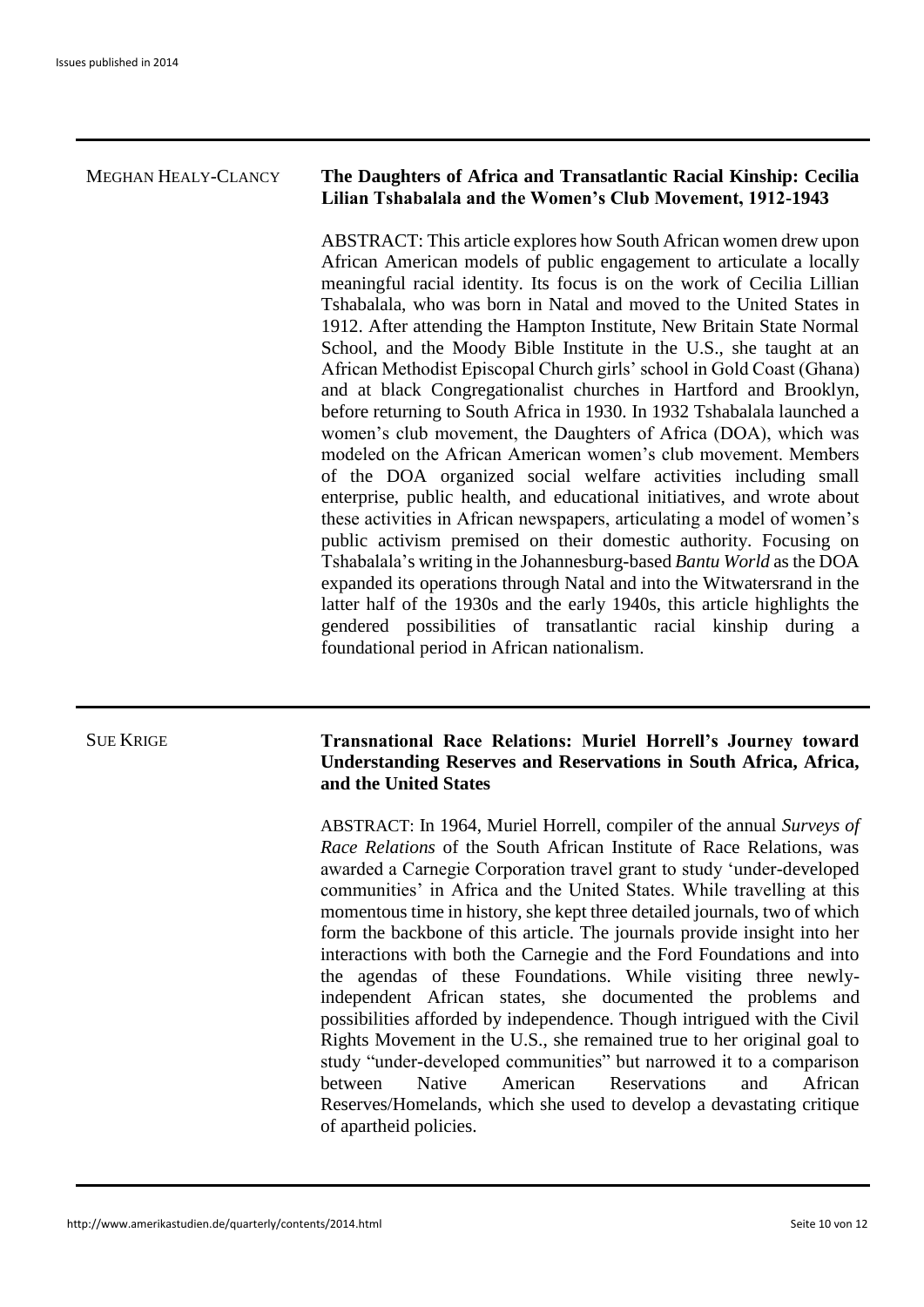MEGHAN HEALY-CLANCY

**The Daughters of Africa and Transatlantic Racial Kinship: Cecilia Lilian Tshabalala and the Women's Club Movement, 1912-1943**

ABSTRACT: This article explores how South African women drew upon African American models of public engagement to articulate a locally meaningful racial identity. Its focus is on the work of Cecilia Lillian Tshabalala, who was born in Natal and moved to the United States in 1912. After attending the Hampton Institute, New Britain State Normal School, and the Moody Bible Institute in the U.S., she taught at an African Methodist Episcopal Church girls' school in Gold Coast (Ghana) and at black Congregationalist churches in Hartford and Brooklyn, before returning to South Africa in 1930. In 1932 Tshabalala launched a women's club movement, the Daughters of Africa (DOA), which was modeled on the African American women's club movement. Members of the DOA organized social welfare activities including small enterprise, public health, and educational initiatives, and wrote about these activities in African newspapers, articulating a model of women's public activism premised on their domestic authority. Focusing on Tshabalala's writing in the Johannesburg-based *Bantu World* as the DOA expanded its operations through Natal and into the Witwatersrand in the latter half of the 1930s and the early 1940s, this article highlights the gendered possibilities of transatlantic racial kinship during a foundational period in African nationalism.

---

SUE KRIGE

**Transnational Race Relations: Muriel Horrell's Journey toward Understanding Reserves and Reservations in South Africa, Africa, and the United States**

ABSTRACT: In 1964, Muriel Horrell, compiler of the annual *Surveys of Race Relations* of the South African Institute of Race Relations, was awarded a Carnegie Corporation travel grant to study 'under-developed communities' in Africa and the United States. While travelling at this momentous time in history, she kept three detailed journals, two of which form the backbone of this article. The journals provide insight into her interactions with both the Carnegie and the Ford Foundations and into the agendas of these Foundations. While visiting three newly-independent African states, she documented the problems and possibilities afforded by independence. Though intrigued with the Civil Rights Movement in the U.S., she remained true to her original goal to study "under-developed communities" but narrowed it to a comparison between Native American Reservations and African Reserves/Homelands, which she used to develop a devastating critique of apartheid policies.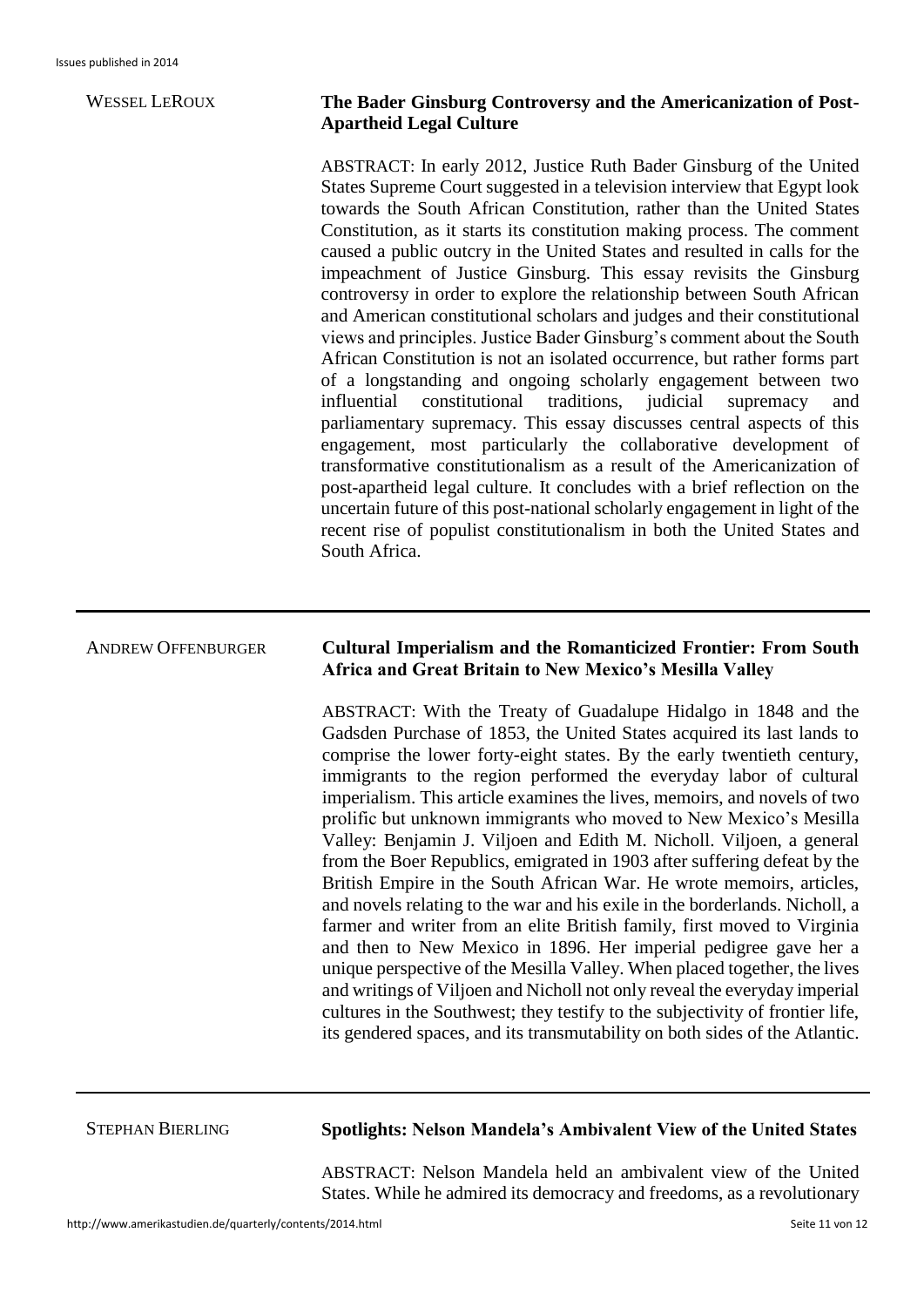WESSEL LEROUX

**The Bader Ginsburg Controversy and the Americanization of Post-Apartheid Legal Culture**

ABSTRACT: In early 2012, Justice Ruth Bader Ginsburg of the United States Supreme Court suggested in a television interview that Egypt look towards the South African Constitution, rather than the United States Constitution, as it starts its constitution making process. The comment caused a public outcry in the United States and resulted in calls for the impeachment of Justice Ginsburg. This essay revisits the Ginsburg controversy in order to explore the relationship between South African and American constitutional scholars and judges and their constitutional views and principles. Justice Bader Ginsburg's comment about the South African Constitution is not an isolated occurrence, but rather forms part of a longstanding and ongoing scholarly engagement between two influential constitutional traditions, judicial supremacy and parliamentary supremacy. This essay discusses central aspects of this engagement, most particularly the collaborative development of transformative constitutionalism as a result of the Americanization of post-apartheid legal culture. It concludes with a brief reflection on the uncertain future of this post-national scholarly engagement in light of the recent rise of populist constitutionalism in both the United States and South Africa.

---

ANDREW OFFENBURGER

**Cultural Imperialism and the Romanticized Frontier: From South Africa and Great Britain to New Mexico's Mesilla Valley**

ABSTRACT: With the Treaty of Guadalupe Hidalgo in 1848 and the Gadsden Purchase of 1853, the United States acquired its last lands to comprise the lower forty-eight states. By the early twentieth century, immigrants to the region performed the everyday labor of cultural imperialism. This article examines the lives, memoirs, and novels of two prolific but unknown immigrants who moved to New Mexico's Mesilla Valley: Benjamin J. Viljoen and Edith M. Nicholl. Viljoen, a general from the Boer Republics, emigrated in 1903 after suffering defeat by the British Empire in the South African War. He wrote memoirs, articles, and novels relating to the war and his exile in the borderlands. Nicholl, a farmer and writer from an elite British family, first moved to Virginia and then to New Mexico in 1896. Her imperial pedigree gave her a unique perspective of the Mesilla Valley. When placed together, the lives and writings of Viljoen and Nicholl not only reveal the everyday imperial cultures in the Southwest; they testify to the subjectivity of frontier life, its gendered spaces, and its transmutability on both sides of the Atlantic.

---

STEPHAN BIERLING

**Spotlights: Nelson Mandela's Ambivalent View of the United States**

ABSTRACT: Nelson Mandela held an ambivalent view of the United States. While he admired its democracy and freedoms, as a revolutionary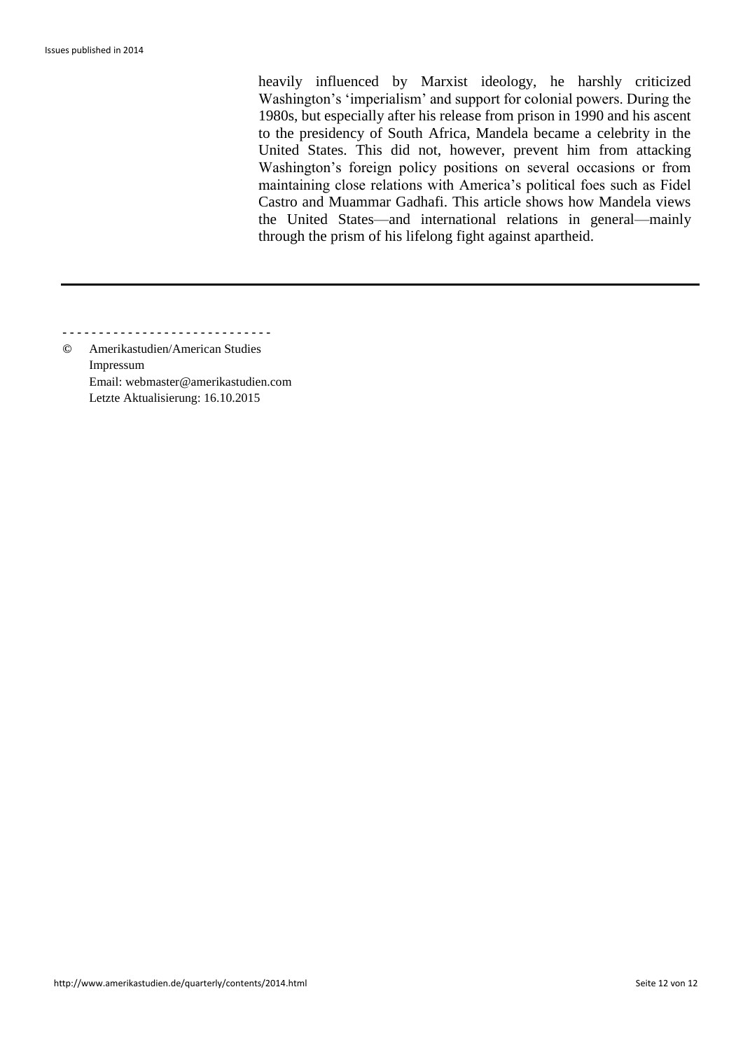heavily influenced by Marxist ideology, he harshly criticized Washington's 'imperialism' and support for colonial powers. During the 1980s, but especially after his release from prison in 1990 and his ascent to the presidency of South Africa, Mandela became a celebrity in the United States. This did not, however, prevent him from attacking Washington's foreign policy positions on several occasions or from maintaining close relations with America's political foes such as Fidel Castro and Muammar Gadhafi. This article shows how Mandela views the United States—and international relations in general—mainly through the prism of his lifelong fight against apartheid.

---

- - - - - - - - - - - - - - - - - - - - - - - - - - - -

© Amerikastudien/American Studies
Impressum
Email: webmaster@amerikastudien.com
Letzte Aktualisierung: 16.10.2015